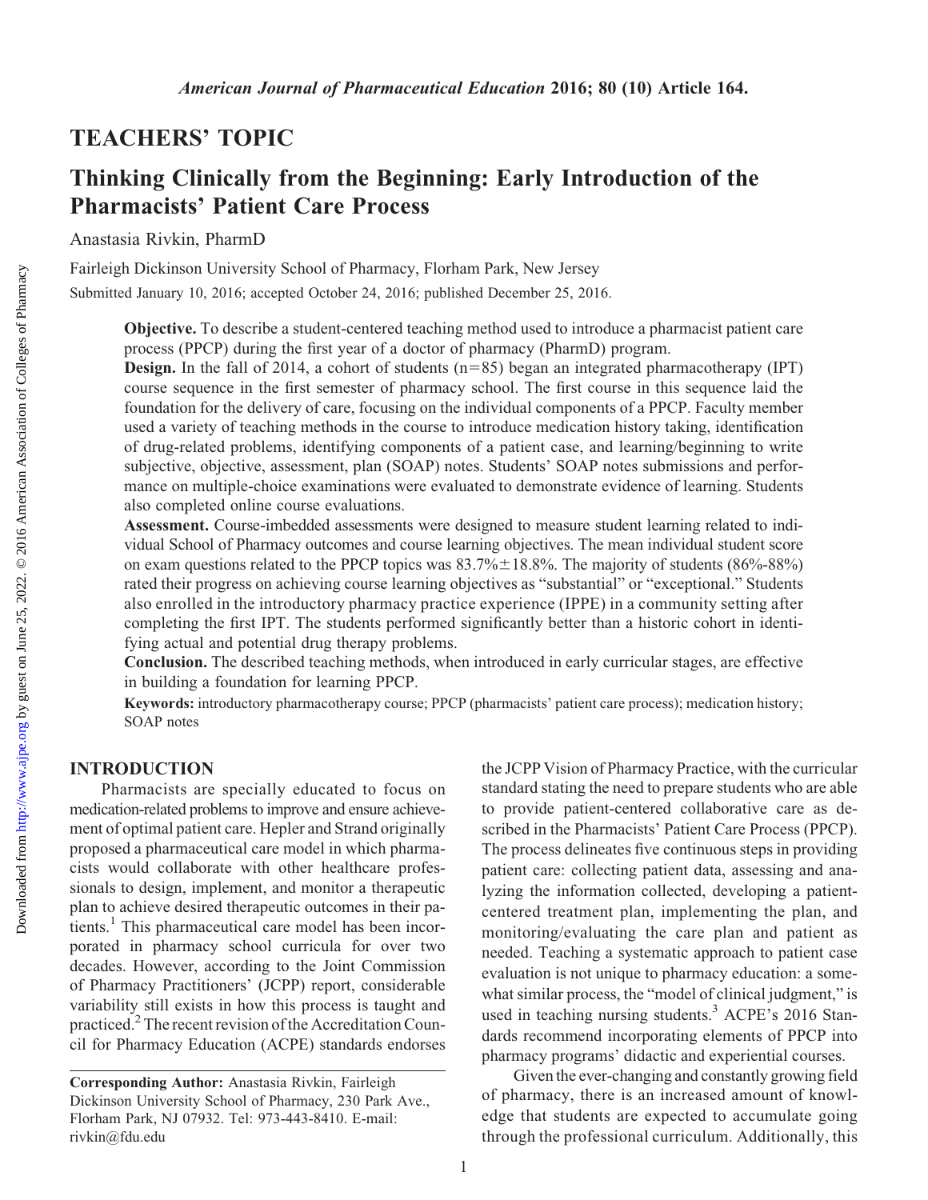## TEACHERS' TOPIC

# Thinking Clinically from the Beginning: Early Introduction of the Pharmacists' Patient Care Process

Anastasia Rivkin, PharmD

Fairleigh Dickinson University School of Pharmacy, Florham Park, New Jersey

Submitted January 10, 2016; accepted October 24, 2016; published December 25, 2016.

**Objective.** To describe a student-centered teaching method used to introduce a pharmacist patient care process (PPCP) during the first year of a doctor of pharmacy (PharmD) program.

**Design.** In the fall of 2014, a cohort of students (n=85) began an integrated pharmacotherapy (IPT) course sequence in the first semester of pharmacy school. The first course in this sequence laid the foundation for the delivery of care, focusing on the individual components of a PPCP. Faculty member used a variety of teaching methods in the course to introduce medication history taking, identification of drug-related problems, identifying components of a patient case, and learning/beginning to write subjective, objective, assessment, plan (SOAP) notes. Students' SOAP notes submissions and performance on multiple-choice examinations were evaluated to demonstrate evidence of learning. Students also completed online course evaluations.

**Assessment.** Course-imbedded assessments were designed to measure student learning related to individual School of Pharmacy outcomes and course learning objectives. The mean individual student score on exam questions related to the PPCP topics was 83.7%±18.8%. The majority of students (86%-88%) rated their progress on achieving course learning objectives as "substantial" or "exceptional." Students also enrolled in the introductory pharmacy practice experience (IPPE) in a community setting after completing the first IPT. The students performed significantly better than a historic cohort in identifying actual and potential drug therapy problems.

**Conclusion.** The described teaching methods, when introduced in early curricular stages, are effective in building a foundation for learning PPCP.

**Keywords:** introductory pharmacotherapy course; PPCP (pharmacists' patient care process); medication history; SOAP notes

## INTRODUCTION

Pharmacists are specially educated to focus on medication-related problems to improve and ensure achievement of optimal patient care. Hepler and Strand originally proposed a pharmaceutical care model in which pharmacists would collaborate with other healthcare professionals to design, implement, and monitor a therapeutic plan to achieve desired therapeutic outcomes in their patients.[1] This pharmaceutical care model has been incorporated in pharmacy school curricula for over two decades. However, according to the Joint Commission of Pharmacy Practitioners' (JCPP) report, considerable variability still exists in how this process is taught and practiced.[2] The recent revision of the Accreditation Council for Pharmacy Education (ACPE) standards endorses the JCPP Vision of Pharmacy Practice, with the curricular standard stating the need to prepare students who are able to provide patient-centered collaborative care as described in the Pharmacists' Patient Care Process (PPCP). The process delineates five continuous steps in providing patient care: collecting patient data, assessing and analyzing the information collected, developing a patient-centered treatment plan, implementing the plan, and monitoring/evaluating the care plan and patient as needed. Teaching a systematic approach to patient case evaluation is not unique to pharmacy education: a somewhat similar process, the "model of clinical judgment," is used in teaching nursing students.[3] ACPE's 2016 Standards recommend incorporating elements of PPCP into pharmacy programs' didactic and experiential courses.

Given the ever-changing and constantly growing field of pharmacy, there is an increased amount of knowledge that students are expected to accumulate going through the professional curriculum. Additionally, this

**Corresponding Author:** Anastasia Rivkin, Fairleigh Dickinson University School of Pharmacy, 230 Park Ave., Florham Park, NJ 07932. Tel: 973-443-8410. E-mail: rivkin@fdu.edu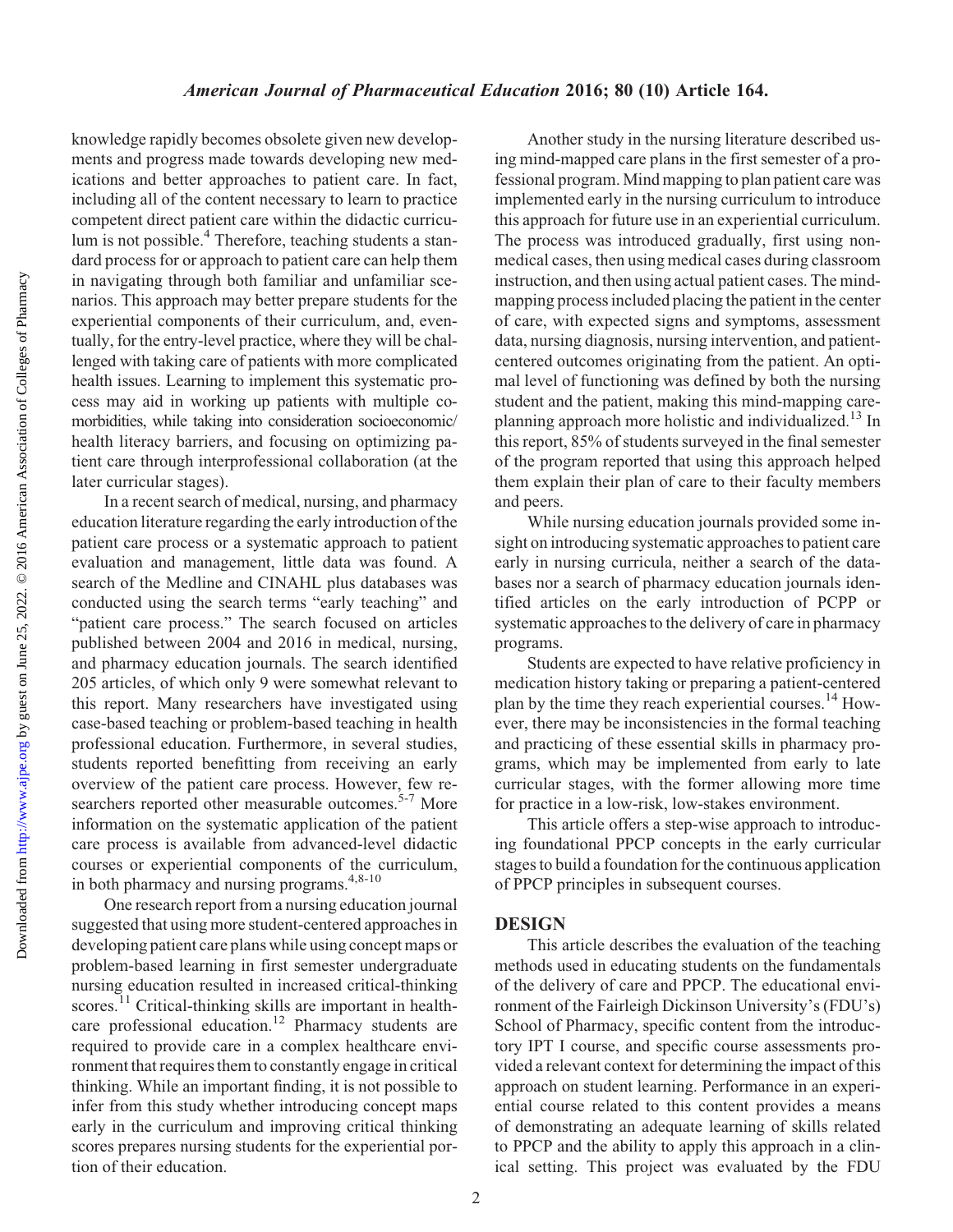knowledge rapidly becomes obsolete given new developments and progress made towards developing new medications and better approaches to patient care. In fact, including all of the content necessary to learn to practice competent direct patient care within the didactic curriculum is not possible.[4] Therefore, teaching students a standard process for or approach to patient care can help them in navigating through both familiar and unfamiliar scenarios. This approach may better prepare students for the experiential components of their curriculum, and, eventually, for the entry-level practice, where they will be challenged with taking care of patients with more complicated health issues. Learning to implement this systematic process may aid in working up patients with multiple comorbidities, while taking into consideration socioeconomic/health literacy barriers, and focusing on optimizing patient care through interprofessional collaboration (at the later curricular stages).

In a recent search of medical, nursing, and pharmacy education literature regarding the early introduction of the patient care process or a systematic approach to patient evaluation and management, little data was found. A search of the Medline and CINAHL plus databases was conducted using the search terms "early teaching" and "patient care process." The search focused on articles published between 2004 and 2016 in medical, nursing, and pharmacy education journals. The search identified 205 articles, of which only 9 were somewhat relevant to this report. Many researchers have investigated using case-based teaching or problem-based teaching in health professional education. Furthermore, in several studies, students reported benefitting from receiving an early overview of the patient care process. However, few researchers reported other measurable outcomes.[5-7] More information on the systematic application of the patient care process is available from advanced-level didactic courses or experiential components of the curriculum, in both pharmacy and nursing programs.[4,8-10]

One research report from a nursing education journal suggested that using more student-centered approaches in developing patient care plans while using concept maps or problem-based learning in first semester undergraduate nursing education resulted in increased critical-thinking scores.[11] Critical-thinking skills are important in healthcare professional education.[12] Pharmacy students are required to provide care in a complex healthcare environment that requires them to constantly engage in critical thinking. While an important finding, it is not possible to infer from this study whether introducing concept maps early in the curriculum and improving critical thinking scores prepares nursing students for the experiential portion of their education.

Another study in the nursing literature described using mind-mapped care plans in the first semester of a professional program. Mind mapping to plan patient care was implemented early in the nursing curriculum to introduce this approach for future use in an experiential curriculum. The process was introduced gradually, first using nonmedical cases, then using medical cases during classroom instruction, and then using actual patient cases. The mind-mapping process included placing the patient in the center of care, with expected signs and symptoms, assessment data, nursing diagnosis, nursing intervention, and patient-centered outcomes originating from the patient. An optimal level of functioning was defined by both the nursing student and the patient, making this mind-mapping care-planning approach more holistic and individualized.[13] In this report, 85% of students surveyed in the final semester of the program reported that using this approach helped them explain their plan of care to their faculty members and peers.

While nursing education journals provided some insight on introducing systematic approaches to patient care early in nursing curricula, neither a search of the databases nor a search of pharmacy education journals identified articles on the early introduction of PCPP or systematic approaches to the delivery of care in pharmacy programs.

Students are expected to have relative proficiency in medication history taking or preparing a patient-centered plan by the time they reach experiential courses.[14] However, there may be inconsistencies in the formal teaching and practicing of these essential skills in pharmacy programs, which may be implemented from early to late curricular stages, with the former allowing more time for practice in a low-risk, low-stakes environment.

This article offers a step-wise approach to introducing foundational PPCP concepts in the early curricular stages to build a foundation for the continuous application of PPCP principles in subsequent courses.

## DESIGN

This article describes the evaluation of the teaching methods used in educating students on the fundamentals of the delivery of care and PPCP. The educational environment of the Fairleigh Dickinson University's (FDU's) School of Pharmacy, specific content from the introductory IPT I course, and specific course assessments provided a relevant context for determining the impact of this approach on student learning. Performance in an experiential course related to this content provides a means of demonstrating an adequate learning of skills related to PPCP and the ability to apply this approach in a clinical setting. This project was evaluated by the FDU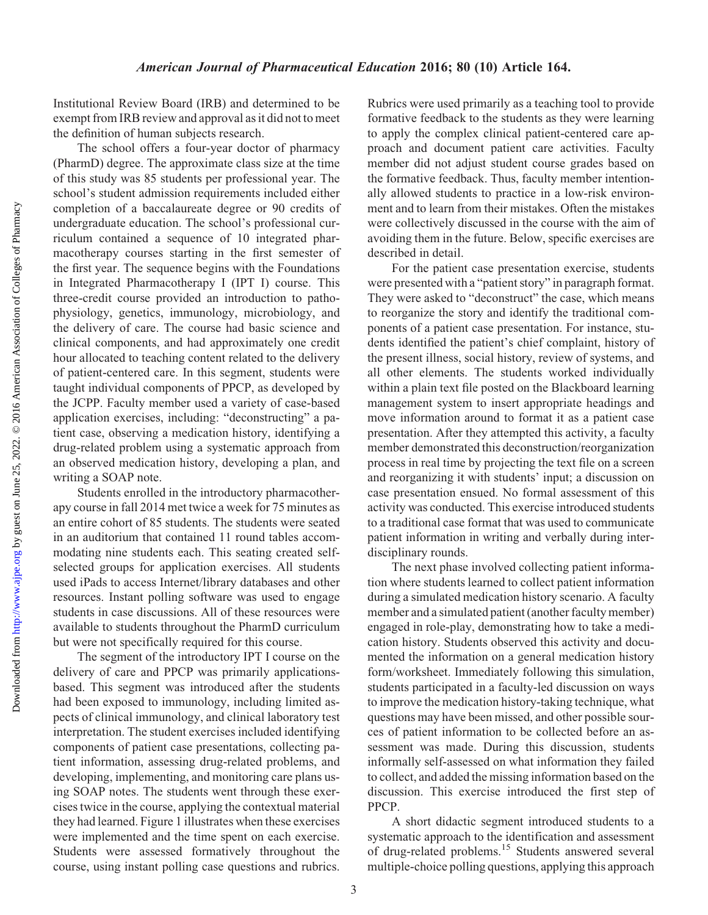Institutional Review Board (IRB) and determined to be exempt from IRB review and approval as it did not to meet the definition of human subjects research.

The school offers a four-year doctor of pharmacy (PharmD) degree. The approximate class size at the time of this study was 85 students per professional year. The school's student admission requirements included either completion of a baccalaureate degree or 90 credits of undergraduate education. The school's professional curriculum contained a sequence of 10 integrated pharmacotherapy courses starting in the first semester of the first year. The sequence begins with the Foundations in Integrated Pharmacotherapy I (IPT I) course. This three-credit course provided an introduction to pathophysiology, genetics, immunology, microbiology, and the delivery of care. The course had basic science and clinical components, and had approximately one credit hour allocated to teaching content related to the delivery of patient-centered care. In this segment, students were taught individual components of PPCP, as developed by the JCPP. Faculty member used a variety of case-based application exercises, including: "deconstructing" a patient case, observing a medication history, identifying a drug-related problem using a systematic approach from an observed medication history, developing a plan, and writing a SOAP note.

Students enrolled in the introductory pharmacotherapy course in fall 2014 met twice a week for 75 minutes as an entire cohort of 85 students. The students were seated in an auditorium that contained 11 round tables accommodating nine students each. This seating created self-selected groups for application exercises. All students used iPads to access Internet/library databases and other resources. Instant polling software was used to engage students in case discussions. All of these resources were available to students throughout the PharmD curriculum but were not specifically required for this course.

The segment of the introductory IPT I course on the delivery of care and PPCP was primarily applications-based. This segment was introduced after the students had been exposed to immunology, including limited aspects of clinical immunology, and clinical laboratory test interpretation. The student exercises included identifying components of patient case presentations, collecting patient information, assessing drug-related problems, and developing, implementing, and monitoring care plans using SOAP notes. The students went through these exercises twice in the course, applying the contextual material they had learned. Figure 1 illustrates when these exercises were implemented and the time spent on each exercise. Students were assessed formatively throughout the course, using instant polling case questions and rubrics. Rubrics were used primarily as a teaching tool to provide formative feedback to the students as they were learning to apply the complex clinical patient-centered care approach and document patient care activities. Faculty member did not adjust student course grades based on the formative feedback. Thus, faculty member intentionally allowed students to practice in a low-risk environment and to learn from their mistakes. Often the mistakes were collectively discussed in the course with the aim of avoiding them in the future. Below, specific exercises are described in detail.

For the patient case presentation exercise, students were presented with a "patient story" in paragraph format. They were asked to "deconstruct" the case, which means to reorganize the story and identify the traditional components of a patient case presentation. For instance, students identified the patient's chief complaint, history of the present illness, social history, review of systems, and all other elements. The students worked individually within a plain text file posted on the Blackboard learning management system to insert appropriate headings and move information around to format it as a patient case presentation. After they attempted this activity, a faculty member demonstrated this deconstruction/reorganization process in real time by projecting the text file on a screen and reorganizing it with students' input; a discussion on case presentation ensued. No formal assessment of this activity was conducted. This exercise introduced students to a traditional case format that was used to communicate patient information in writing and verbally during interdisciplinary rounds.

The next phase involved collecting patient information where students learned to collect patient information during a simulated medication history scenario. A faculty member and a simulated patient (another faculty member) engaged in role-play, demonstrating how to take a medication history. Students observed this activity and documented the information on a general medication history form/worksheet. Immediately following this simulation, students participated in a faculty-led discussion on ways to improve the medication history-taking technique, what questions may have been missed, and other possible sources of patient information to be collected before an assessment was made. During this discussion, students informally self-assessed on what information they failed to collect, and added the missing information based on the discussion. This exercise introduced the first step of PPCP.

A short didactic segment introduced students to a systematic approach to the identification and assessment of drug-related problems.[15] Students answered several multiple-choice polling questions, applying this approach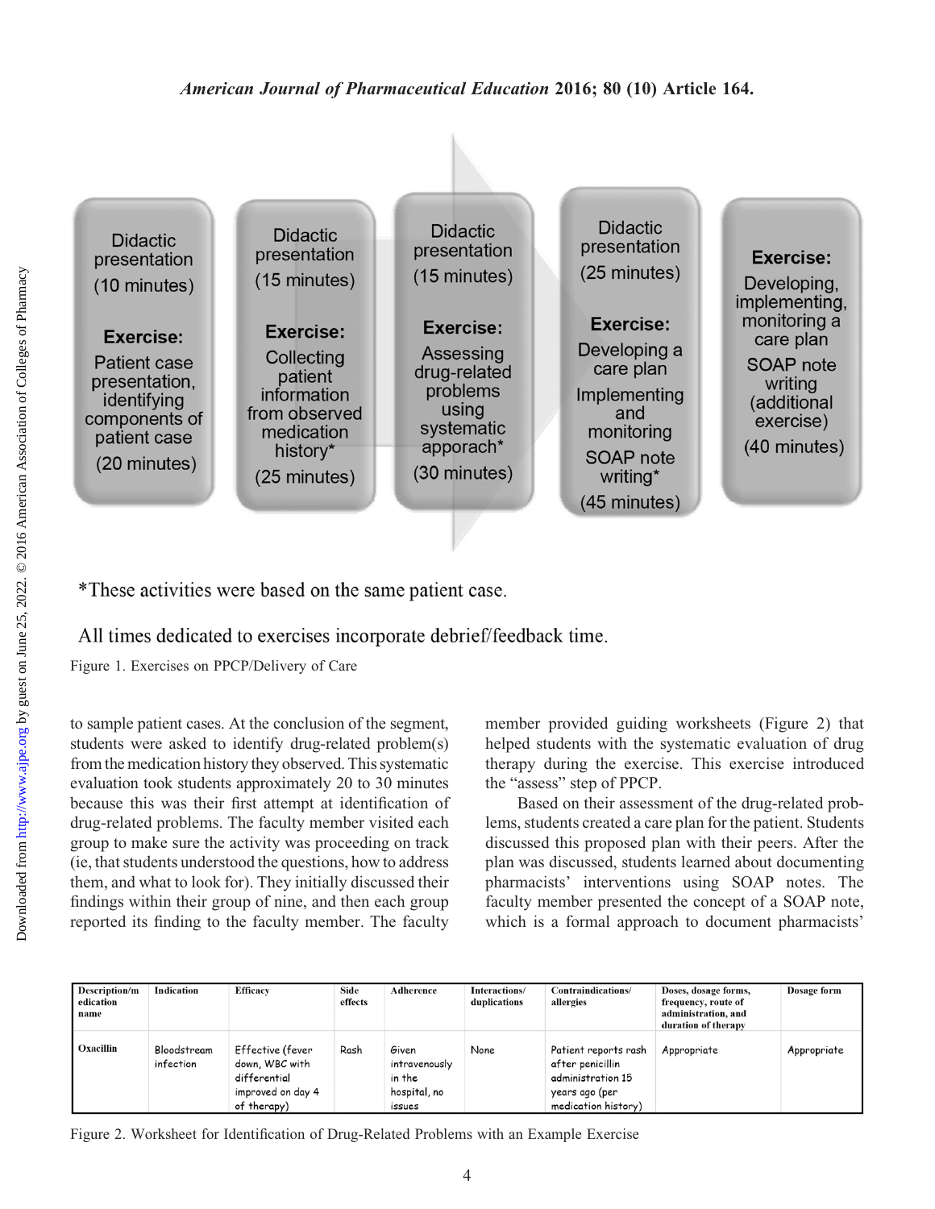| Didactic presentation (10 minutes) | Didactic presentation (15 minutes) | Didactic presentation (15 minutes) | Didactic presentation (25 minutes) | |
|---|---|---|---|---|
| **Exercise:** Patient case presentation, identifying components of patient case (20 minutes) | **Exercise:** Collecting patient information from observed medication history* (25 minutes) | **Exercise:** Assessing drug-related problems using systematic apporach* (30 minutes) | **Exercise:** Developing a care plan; Implementing and monitoring; SOAP note writing* (45 minutes) | **Exercise:** Developing, implementing, monitoring a care plan; SOAP note writing (additional exercise) (40 minutes) |

*These activities were based on the same patient case.

All times dedicated to exercises incorporate debrief/feedback time.

Figure 1. Exercises on PPCP/Delivery of Care

to sample patient cases. At the conclusion of the segment, students were asked to identify drug-related problem(s) from the medication history they observed. This systematic evaluation took students approximately 20 to 30 minutes because this was their first attempt at identification of drug-related problems. The faculty member visited each group to make sure the activity was proceeding on track (ie, that students understood the questions, how to address them, and what to look for). They initially discussed their findings within their group of nine, and then each group reported its finding to the faculty member. The faculty member provided guiding worksheets (Figure 2) that helped students with the systematic evaluation of drug therapy during the exercise. This exercise introduced the "assess" step of PPCP.

Based on their assessment of the drug-related problems, students created a care plan for the patient. Students discussed this proposed plan with their peers. After the plan was discussed, students learned about documenting pharmacists' interventions using SOAP notes. The faculty member presented the concept of a SOAP note, which is a formal approach to document pharmacists'

| Description/medication name | Indication | Efficacy | Side effects | Adherence | Interactions/duplications | Contraindications/allergies | Doses, dosage forms, frequency, route of administration, and duration of therapy | Dosage form |
|---|---|---|---|---|---|---|---|---|
| Oxacillin | Bloodstream infection | Effective (fever down, WBC with differential improved on day 4 of therapy) | Rash | Given intravenously in the hospital, no issues | None | Patient reports rash after penicillin administration 15 years ago (per medication history) | Appropriate | Appropriate |

Figure 2. Worksheet for Identification of Drug-Related Problems with an Example Exercise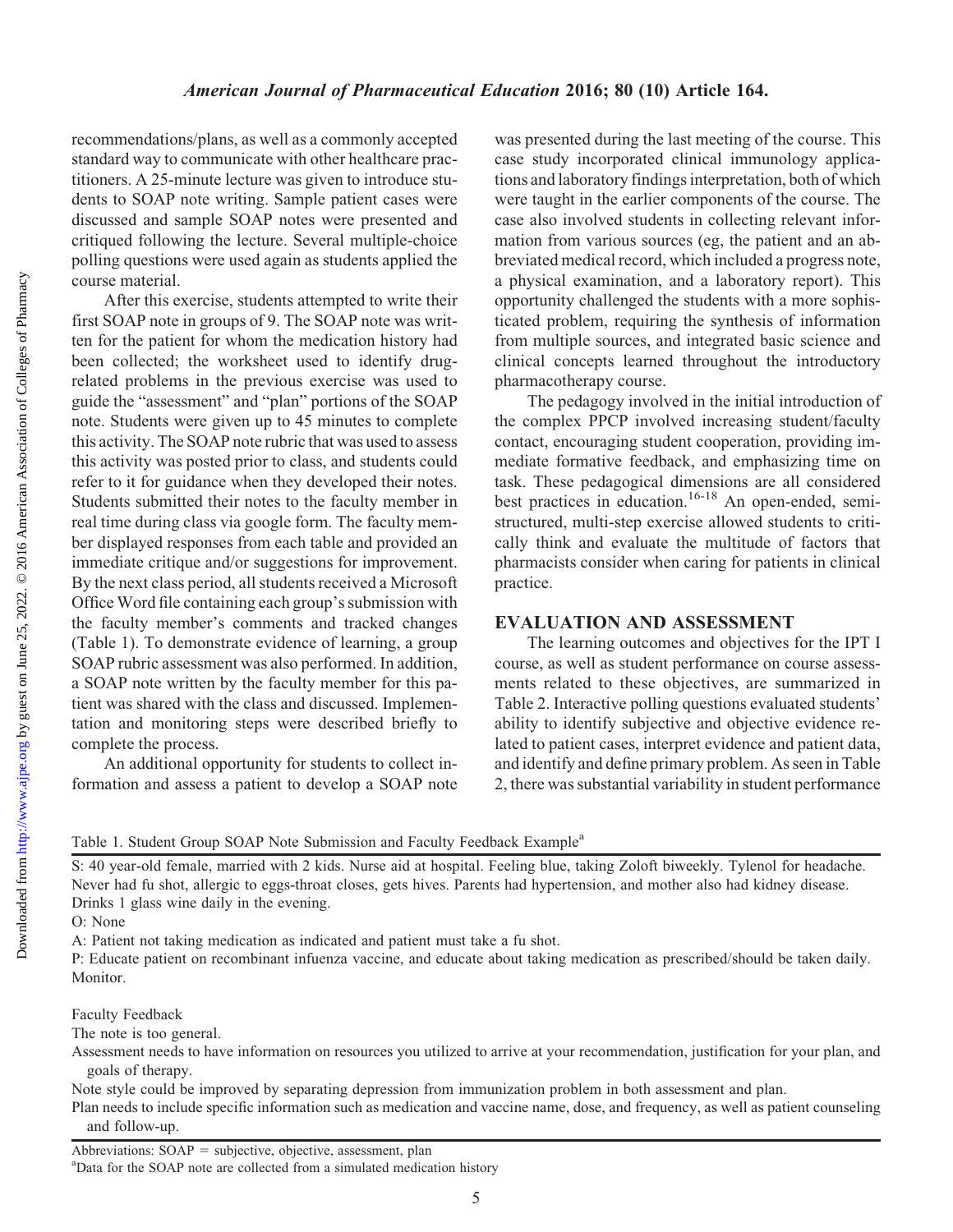recommendations/plans, as well as a commonly accepted standard way to communicate with other healthcare practitioners. A 25-minute lecture was given to introduce students to SOAP note writing. Sample patient cases were discussed and sample SOAP notes were presented and critiqued following the lecture. Several multiple-choice polling questions were used again as students applied the course material.

After this exercise, students attempted to write their first SOAP note in groups of 9. The SOAP note was written for the patient for whom the medication history had been collected; the worksheet used to identify drug-related problems in the previous exercise was used to guide the "assessment" and "plan" portions of the SOAP note. Students were given up to 45 minutes to complete this activity. The SOAP note rubric that was used to assess this activity was posted prior to class, and students could refer to it for guidance when they developed their notes. Students submitted their notes to the faculty member in real time during class via google form. The faculty member displayed responses from each table and provided an immediate critique and/or suggestions for improvement. By the next class period, all students received a Microsoft Office Word file containing each group's submission with the faculty member's comments and tracked changes (Table 1). To demonstrate evidence of learning, a group SOAP rubric assessment was also performed. In addition, a SOAP note written by the faculty member for this patient was shared with the class and discussed. Implementation and monitoring steps were described briefly to complete the process.

An additional opportunity for students to collect information and assess a patient to develop a SOAP note was presented during the last meeting of the course. This case study incorporated clinical immunology applications and laboratory findings interpretation, both of which were taught in the earlier components of the course. The case also involved students in collecting relevant information from various sources (eg, the patient and an abbreviated medical record, which included a progress note, a physical examination, and a laboratory report). This opportunity challenged the students with a more sophisticated problem, requiring the synthesis of information from multiple sources, and integrated basic science and clinical concepts learned throughout the introductory pharmacotherapy course.

The pedagogy involved in the initial introduction of the complex PPCP involved increasing student/faculty contact, encouraging student cooperation, providing immediate formative feedback, and emphasizing time on task. These pedagogical dimensions are all considered best practices in education.[16-18] An open-ended, semi-structured, multi-step exercise allowed students to critically think and evaluate the multitude of factors that pharmacists consider when caring for patients in clinical practice.

## EVALUATION AND ASSESSMENT

The learning outcomes and objectives for the IPT I course, as well as student performance on course assessments related to these objectives, are summarized in Table 2. Interactive polling questions evaluated students' ability to identify subjective and objective evidence related to patient cases, interpret evidence and patient data, and identify and define primary problem. As seen in Table 2, there was substantial variability in student performance

Table 1. Student Group SOAP Note Submission and Faculty Feedback Example[a]

S: 40 year-old female, married with 2 kids. Nurse aid at hospital. Feeling blue, taking Zoloft biweekly. Tylenol for headache. Never had fu shot, allergic to eggs-throat closes, gets hives. Parents had hypertension, and mother also had kidney disease. Drinks 1 glass wine daily in the evening.

O: None

A: Patient not taking medication as indicated and patient must take a fu shot.

P: Educate patient on recombinant infuenza vaccine, and educate about taking medication as prescribed/should be taken daily. Monitor.

Faculty Feedback

The note is too general.

Assessment needs to have information on resources you utilized to arrive at your recommendation, justification for your plan, and goals of therapy.

Note style could be improved by separating depression from immunization problem in both assessment and plan.

Plan needs to include specific information such as medication and vaccine name, dose, and frequency, as well as patient counseling and follow-up.

Abbreviations: SOAP = subjective, objective, assessment, plan

[a]Data for the SOAP note are collected from a simulated medication history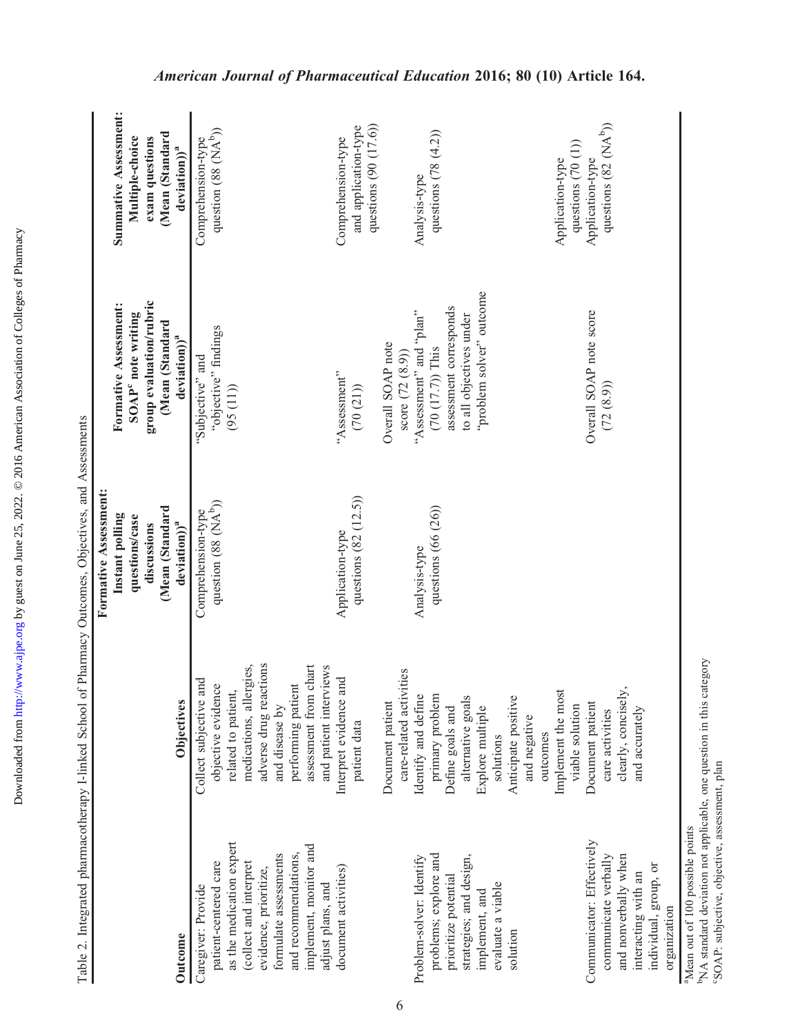Table 2. Integrated pharmacotherapy I-linked School of Pharmacy Outcomes, Objectives, and Assessments

| Outcome | Objectives | Formative Assessment: Instant polling questions/case discussions (Mean (Standard deviation))[a] | Formative Assessment: SOAP[c] note writing group evaluation/rubric (Mean (Standard deviation))[a] | Summative Assessment: Multiple-choice exam questions (Mean (Standard deviation))[a] |
|---|---|---|---|---|
| Caregiver: Provide patient-centered care as the medication expert (collect and interpret evidence, prioritize, formulate assessments and recommendations, implement, monitor and adjust plans, and document activities) | Collect subjective and objective evidence related to patient, medications, allergies, adverse drug reactions and disease by performing patient assessment from chart and patient interviews | Comprehension-type question (88 (NA[b])) | "Subjective" and "objective" findings (95 (11)) | Comprehension-type question (88 (NA[b])) |
| | Interpret evidence and patient data | Application-type questions (82 (12.5)) | "Assessment" (70 (21)) | Comprehension-type and application-type questions (90 (17.6)) |
| | Document patient care-related activities | | Overall SOAP note score (72 (8.9)) | |
| Problem-solver: Identify problems; explore and prioritize potential strategies; and design, implement, and evaluate a viable solution | Identify and define primary problem; Define goals and alternative goals; Explore multiple solutions; Anticipate positive and negative outcomes | Analysis-type questions (66 (26)) | "Assessment" and "plan" (70 (17.7)) This assessment corresponds to all objectives under "problem solver" outcome | Analysis-type questions (78 (4.2)) |
| | Implement the most viable solution | | | Application-type questions (70 (1)) |
| Communicator: Effectively communicate verbally and nonverbally when interacting with an individual, group, or organization | Document patient care activities clearly, concisely, and accurately | | Overall SOAP note score (72 (8.9)) | Application-type questions (82 (NA[b])) |

[a]Mean out of 100 possible points
[b]NA standard deviation not applicable, one question in this category
[c]SOAP: subjective, objective, assessment, plan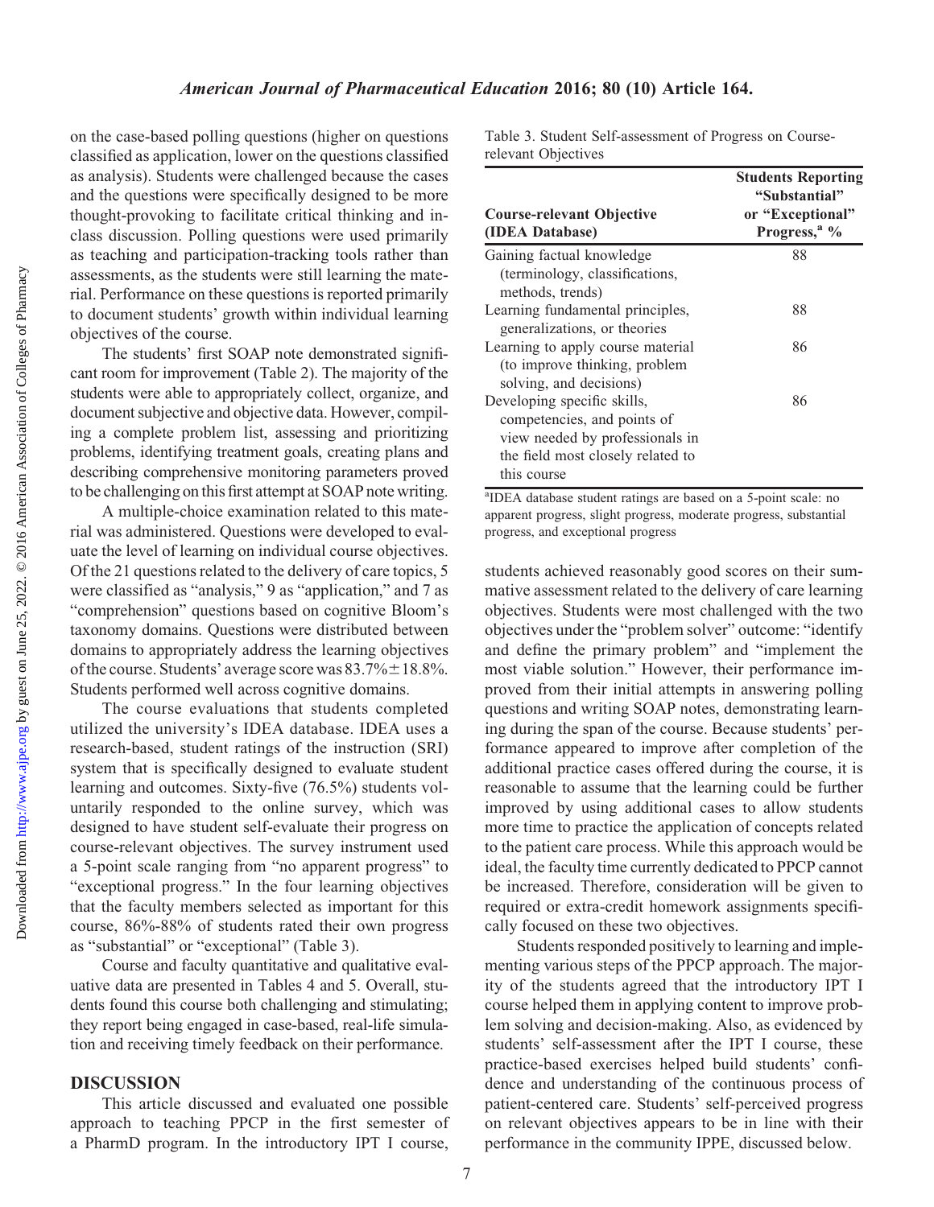on the case-based polling questions (higher on questions classified as application, lower on the questions classified as analysis). Students were challenged because the cases and the questions were specifically designed to be more thought-provoking to facilitate critical thinking and in-class discussion. Polling questions were used primarily as teaching and participation-tracking tools rather than assessments, as the students were still learning the material. Performance on these questions is reported primarily to document students' growth within individual learning objectives of the course.

The students' first SOAP note demonstrated significant room for improvement (Table 2). The majority of the students were able to appropriately collect, organize, and document subjective and objective data. However, compiling a complete problem list, assessing and prioritizing problems, identifying treatment goals, creating plans and describing comprehensive monitoring parameters proved to be challenging on this first attempt at SOAP note writing.

A multiple-choice examination related to this material was administered. Questions were developed to evaluate the level of learning on individual course objectives. Of the 21 questions related to the delivery of care topics, 5 were classified as "analysis," 9 as "application," and 7 as "comprehension" questions based on cognitive Bloom's taxonomy domains. Questions were distributed between domains to appropriately address the learning objectives of the course. Students' average score was 83.7%±18.8%. Students performed well across cognitive domains.

The course evaluations that students completed utilized the university's IDEA database. IDEA uses a research-based, student ratings of the instruction (SRI) system that is specifically designed to evaluate student learning and outcomes. Sixty-five (76.5%) students voluntarily responded to the online survey, which was designed to have student self-evaluate their progress on course-relevant objectives. The survey instrument used a 5-point scale ranging from "no apparent progress" to "exceptional progress." In the four learning objectives that the faculty members selected as important for this course, 86%-88% of students rated their own progress as "substantial" or "exceptional" (Table 3).

Table 3. Student Self-assessment of Progress on Course-relevant Objectives

| Course-relevant Objective (IDEA Database) | Students Reporting "Substantial" or "Exceptional" Progress,[a] % |
|---|---|
| Gaining factual knowledge (terminology, classifications, methods, trends) | 88 |
| Learning fundamental principles, generalizations, or theories | 88 |
| Learning to apply course material (to improve thinking, problem solving, and decisions) | 86 |
| Developing specific skills, competencies, and points of view needed by professionals in the field most closely related to this course | 86 |

[a]IDEA database student ratings are based on a 5-point scale: no apparent progress, slight progress, moderate progress, substantial progress, and exceptional progress

Course and faculty quantitative and qualitative evaluative data are presented in Tables 4 and 5. Overall, students found this course both challenging and stimulating; they report being engaged in case-based, real-life simulation and receiving timely feedback on their performance.

## DISCUSSION

This article discussed and evaluated one possible approach to teaching PPCP in the first semester of a PharmD program. In the introductory IPT I course, students achieved reasonably good scores on their summative assessment related to the delivery of care learning objectives. Students were most challenged with the two objectives under the "problem solver" outcome: "identify and define the primary problem" and "implement the most viable solution." However, their performance improved from their initial attempts in answering polling questions and writing SOAP notes, demonstrating learning during the span of the course. Because students' performance appeared to improve after completion of the additional practice cases offered during the course, it is reasonable to assume that the learning could be further improved by using additional cases to allow students more time to practice the application of concepts related to the patient care process. While this approach would be ideal, the faculty time currently dedicated to PPCP cannot be increased. Therefore, consideration will be given to required or extra-credit homework assignments specifically focused on these two objectives.

Students responded positively to learning and implementing various steps of the PPCP approach. The majority of the students agreed that the introductory IPT I course helped them in applying content to improve problem solving and decision-making. Also, as evidenced by students' self-assessment after the IPT I course, these practice-based exercises helped build students' confidence and understanding of the continuous process of patient-centered care. Students' self-perceived progress on relevant objectives appears to be in line with their performance in the community IPPE, discussed below.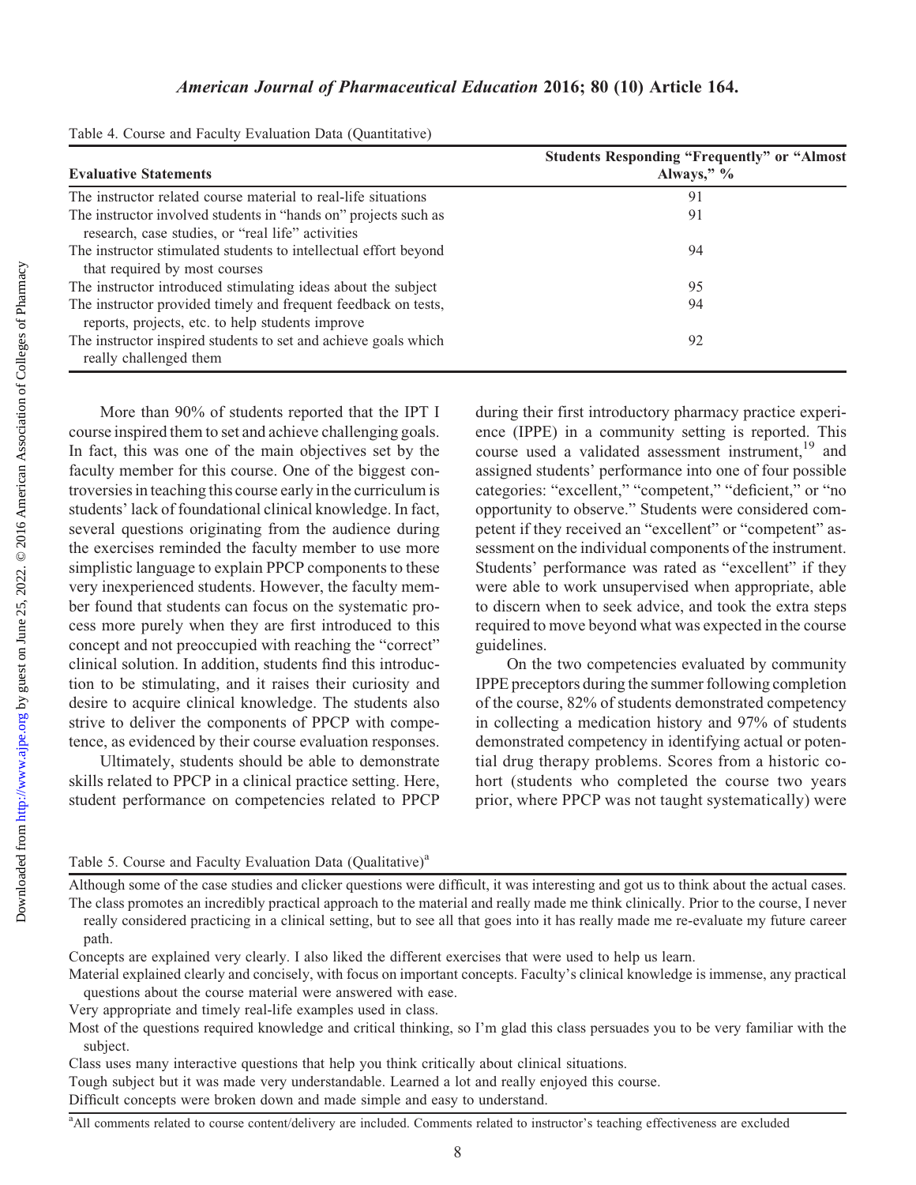Table 4. Course and Faculty Evaluation Data (Quantitative)

| Evaluative Statements | Students Responding "Frequently" or "Almost Always," % |
|---|---|
| The instructor related course material to real-life situations | 91 |
| The instructor involved students in "hands on" projects such as research, case studies, or "real life" activities | 91 |
| The instructor stimulated students to intellectual effort beyond that required by most courses | 94 |
| The instructor introduced stimulating ideas about the subject | 95 |
| The instructor provided timely and frequent feedback on tests, reports, projects, etc. to help students improve | 94 |
| The instructor inspired students to set and achieve goals which really challenged them | 92 |

More than 90% of students reported that the IPT I course inspired them to set and achieve challenging goals. In fact, this was one of the main objectives set by the faculty member for this course. One of the biggest controversies in teaching this course early in the curriculum is students' lack of foundational clinical knowledge. In fact, several questions originating from the audience during the exercises reminded the faculty member to use more simplistic language to explain PPCP components to these very inexperienced students. However, the faculty member found that students can focus on the systematic process more purely when they are first introduced to this concept and not preoccupied with reaching the "correct" clinical solution. In addition, students find this introduction to be stimulating, and it raises their curiosity and desire to acquire clinical knowledge. The students also strive to deliver the components of PPCP with competence, as evidenced by their course evaluation responses.

Ultimately, students should be able to demonstrate skills related to PPCP in a clinical practice setting. Here, student performance on competencies related to PPCP during their first introductory pharmacy practice experience (IPPE) in a community setting is reported. This course used a validated assessment instrument,[19] and assigned students' performance into one of four possible categories: "excellent," "competent," "deficient," or "no opportunity to observe." Students were considered competent if they received an "excellent" or "competent" assessment on the individual components of the instrument. Students' performance was rated as "excellent" if they were able to work unsupervised when appropriate, able to discern when to seek advice, and took the extra steps required to move beyond what was expected in the course guidelines.

On the two competencies evaluated by community IPPE preceptors during the summer following completion of the course, 82% of students demonstrated competency in collecting a medication history and 97% of students demonstrated competency in identifying actual or potential drug therapy problems. Scores from a historic cohort (students who completed the course two years prior, where PPCP was not taught systematically) were

Table 5. Course and Faculty Evaluation Data (Qualitative)[a]

Although some of the case studies and clicker questions were difficult, it was interesting and got us to think about the actual cases.

The class promotes an incredibly practical approach to the material and really made me think clinically. Prior to the course, I never really considered practicing in a clinical setting, but to see all that goes into it has really made me re-evaluate my future career path.

Concepts are explained very clearly. I also liked the different exercises that were used to help us learn.

Material explained clearly and concisely, with focus on important concepts. Faculty's clinical knowledge is immense, any practical questions about the course material were answered with ease.

Very appropriate and timely real-life examples used in class.

Most of the questions required knowledge and critical thinking, so I'm glad this class persuades you to be very familiar with the subject.

Class uses many interactive questions that help you think critically about clinical situations.

Tough subject but it was made very understandable. Learned a lot and really enjoyed this course.

Difficult concepts were broken down and made simple and easy to understand.

[a]All comments related to course content/delivery are included. Comments related to instructor's teaching effectiveness are excluded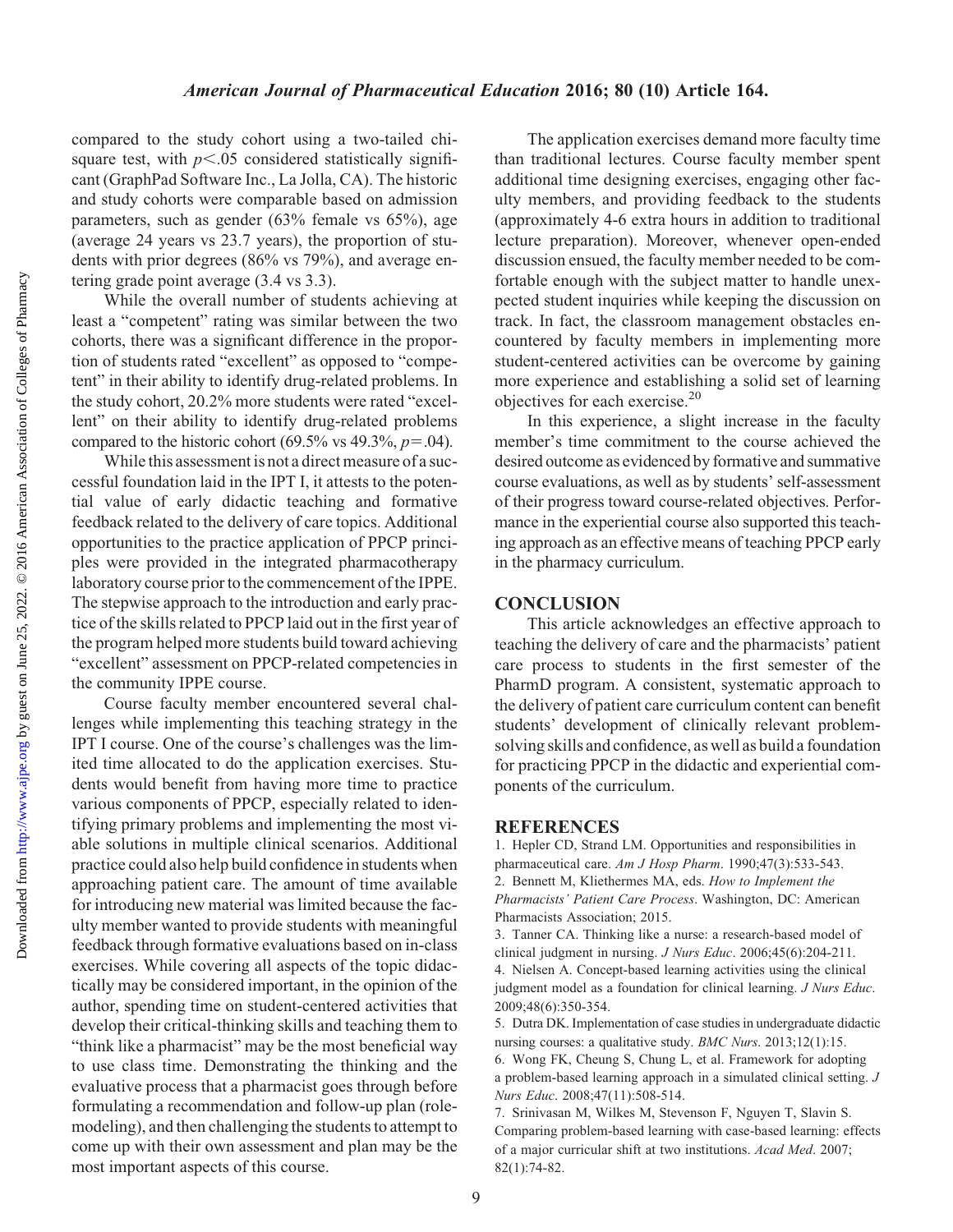compared to the study cohort using a two-tailed chi-square test, with $p < .05$ considered statistically significant (GraphPad Software Inc., La Jolla, CA). The historic and study cohorts were comparable based on admission parameters, such as gender (63% female vs 65%), age (average 24 years vs 23.7 years), the proportion of students with prior degrees (86% vs 79%), and average entering grade point average (3.4 vs 3.3).

While the overall number of students achieving at least a "competent" rating was similar between the two cohorts, there was a significant difference in the proportion of students rated "excellent" as opposed to "competent" in their ability to identify drug-related problems. In the study cohort, 20.2% more students were rated "excellent" on their ability to identify drug-related problems compared to the historic cohort (69.5% vs 49.3%, $p = .04$).

While this assessment is not a direct measure of a successful foundation laid in the IPT I, it attests to the potential value of early didactic teaching and formative feedback related to the delivery of care topics. Additional opportunities to the practice application of PPCP principles were provided in the integrated pharmacotherapy laboratory course prior to the commencement of the IPPE. The stepwise approach to the introduction and early practice of the skills related to PPCP laid out in the first year of the program helped more students build toward achieving "excellent" assessment on PPCP-related competencies in the community IPPE course.

Course faculty member encountered several challenges while implementing this teaching strategy in the IPT I course. One of the course's challenges was the limited time allocated to do the application exercises. Students would benefit from having more time to practice various components of PPCP, especially related to identifying primary problems and implementing the most viable solutions in multiple clinical scenarios. Additional practice could also help build confidence in students when approaching patient care. The amount of time available for introducing new material was limited because the faculty member wanted to provide students with meaningful feedback through formative evaluations based on in-class exercises. While covering all aspects of the topic didactically may be considered important, in the opinion of the author, spending time on student-centered activities that develop their critical-thinking skills and teaching them to "think like a pharmacist" may be the most beneficial way to use class time. Demonstrating the thinking and the evaluative process that a pharmacist goes through before formulating a recommendation and follow-up plan (role-modeling), and then challenging the students to attempt to come up with their own assessment and plan may be the most important aspects of this course.

The application exercises demand more faculty time than traditional lectures. Course faculty member spent additional time designing exercises, engaging other faculty members, and providing feedback to the students (approximately 4-6 extra hours in addition to traditional lecture preparation). Moreover, whenever open-ended discussion ensued, the faculty member needed to be comfortable enough with the subject matter to handle unexpected student inquiries while keeping the discussion on track. In fact, the classroom management obstacles encountered by faculty members in implementing more student-centered activities can be overcome by gaining more experience and establishing a solid set of learning objectives for each exercise.[20]

In this experience, a slight increase in the faculty member's time commitment to the course achieved the desired outcome as evidenced by formative and summative course evaluations, as well as by students' self-assessment of their progress toward course-related objectives. Performance in the experiential course also supported this teaching approach as an effective means of teaching PPCP early in the pharmacy curriculum.

## CONCLUSION

This article acknowledges an effective approach to teaching the delivery of care and the pharmacists' patient care process to students in the first semester of the PharmD program. A consistent, systematic approach to the delivery of patient care curriculum content can benefit students' development of clinically relevant problem-solving skills and confidence, as well as build a foundation for practicing PPCP in the didactic and experiential components of the curriculum.

## REFERENCES

1. Hepler CD, Strand LM. Opportunities and responsibilities in pharmaceutical care. *Am J Hosp Pharm*. 1990;47(3):533-543.
2. Bennett M, Kliethermes MA, eds. *How to Implement the Pharmacists' Patient Care Process*. Washington, DC: American Pharmacists Association; 2015.
3. Tanner CA. Thinking like a nurse: a research-based model of clinical judgment in nursing. *J Nurs Educ*. 2006;45(6):204-211.
4. Nielsen A. Concept-based learning activities using the clinical judgment model as a foundation for clinical learning. *J Nurs Educ*. 2009;48(6):350-354.
5. Dutra DK. Implementation of case studies in undergraduate didactic nursing courses: a qualitative study. *BMC Nurs*. 2013;12(1):15.
6. Wong FK, Cheung S, Chung L, et al. Framework for adopting a problem-based learning approach in a simulated clinical setting. *J Nurs Educ*. 2008;47(11):508-514.
7. Srinivasan M, Wilkes M, Stevenson F, Nguyen T, Slavin S. Comparing problem-based learning with case-based learning: effects of a major curricular shift at two institutions. *Acad Med*. 2007; 82(1):74-82.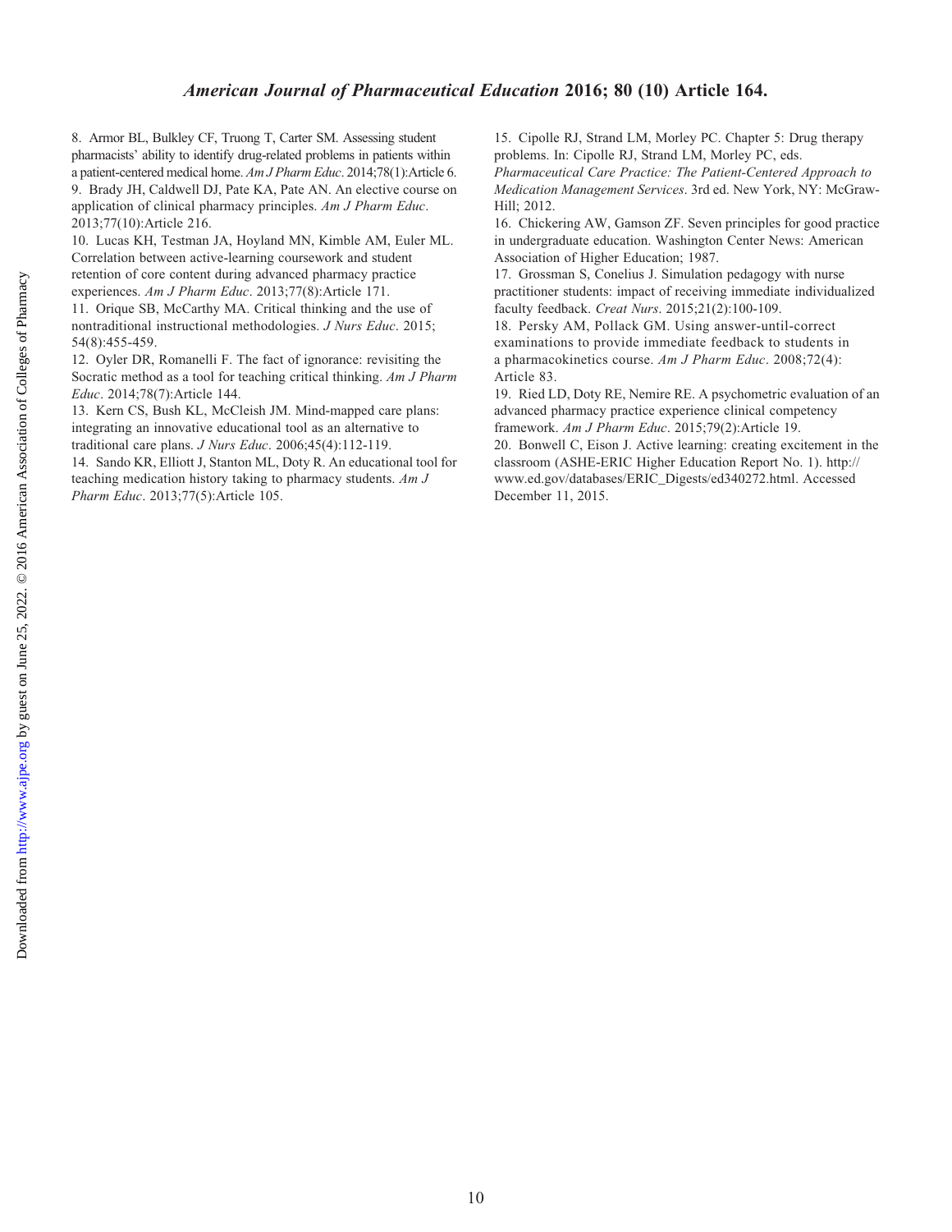8. Armor BL, Bulkley CF, Truong T, Carter SM. Assessing student pharmacists' ability to identify drug-related problems in patients within a patient-centered medical home. *Am J Pharm Educ*. 2014;78(1):Article 6.

9. Brady JH, Caldwell DJ, Pate KA, Pate AN. An elective course on application of clinical pharmacy principles. *Am J Pharm Educ*. 2013;77(10):Article 216.

10. Lucas KH, Testman JA, Hoyland MN, Kimble AM, Euler ML. Correlation between active-learning coursework and student retention of core content during advanced pharmacy practice experiences. *Am J Pharm Educ*. 2013;77(8):Article 171.

11. Orique SB, McCarthy MA. Critical thinking and the use of nontraditional instructional methodologies. *J Nurs Educ*. 2015; 54(8):455-459.

12. Oyler DR, Romanelli F. The fact of ignorance: revisiting the Socratic method as a tool for teaching critical thinking. *Am J Pharm Educ*. 2014;78(7):Article 144.

13. Kern CS, Bush KL, McCleish JM. Mind-mapped care plans: integrating an innovative educational tool as an alternative to traditional care plans. *J Nurs Educ*. 2006;45(4):112-119.

14. Sando KR, Elliott J, Stanton ML, Doty R. An educational tool for teaching medication history taking to pharmacy students. *Am J Pharm Educ*. 2013;77(5):Article 105.

15. Cipolle RJ, Strand LM, Morley PC. Chapter 5: Drug therapy problems. In: Cipolle RJ, Strand LM, Morley PC, eds. *Pharmaceutical Care Practice: The Patient-Centered Approach to Medication Management Services*. 3rd ed. New York, NY: McGraw-Hill; 2012.

16. Chickering AW, Gamson ZF. Seven principles for good practice in undergraduate education. Washington Center News: American Association of Higher Education; 1987.

17. Grossman S, Conelius J. Simulation pedagogy with nurse practitioner students: impact of receiving immediate individualized faculty feedback. *Creat Nurs*. 2015;21(2):100-109.

18. Persky AM, Pollack GM. Using answer-until-correct examinations to provide immediate feedback to students in a pharmacokinetics course. *Am J Pharm Educ*. 2008;72(4): Article 83.

19. Ried LD, Doty RE, Nemire RE. A psychometric evaluation of an advanced pharmacy practice experience clinical competency framework. *Am J Pharm Educ*. 2015;79(2):Article 19.

20. Bonwell C, Eison J. Active learning: creating excitement in the classroom (ASHE-ERIC Higher Education Report No. 1). http://www.ed.gov/databases/ERIC_Digests/ed340272.html. Accessed December 11, 2015.